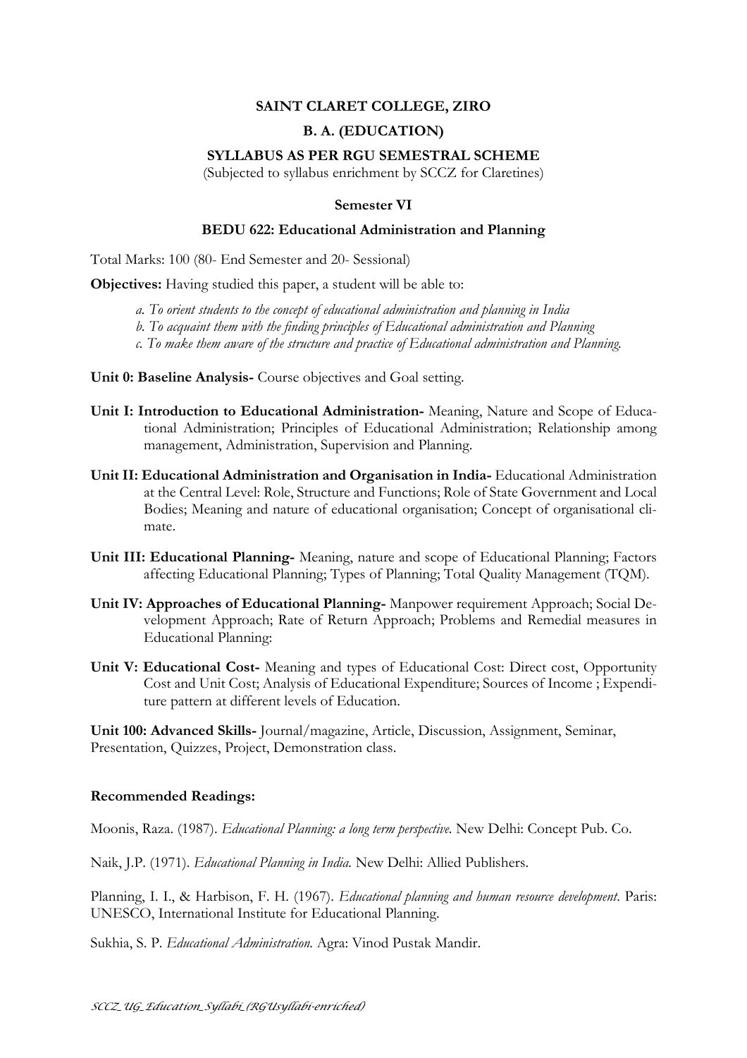**SAINT CLARET COLLEGE, ZIRO**

**B. A. (EDUCATION)**

**SYLLABUS AS PER RGU SEMESTRAL SCHEME**

(Subjected to syllabus enrichment by SCCZ for Claretines)

**Semester VI**

**BEDU 622: Educational Administration and Planning**

Total Marks: 100 (80- End Semester and 20- Sessional)

**Objectives:** Having studied this paper, a student will be able to:

*a. To orient students to the concept of educational administration and planning in India*
*b. To acquaint them with the finding principles of Educational administration and Planning*
*c. To make them aware of the structure and practice of Educational administration and Planning.*

**Unit 0: Baseline Analysis-** Course objectives and Goal setting.

**Unit I: Introduction to Educational Administration-** Meaning, Nature and Scope of Educational Administration; Principles of Educational Administration; Relationship among management, Administration, Supervision and Planning.

**Unit II: Educational Administration and Organisation in India-** Educational Administration at the Central Level: Role, Structure and Functions; Role of State Government and Local Bodies; Meaning and nature of educational organisation; Concept of organisational climate.

**Unit III: Educational Planning-** Meaning, nature and scope of Educational Planning; Factors affecting Educational Planning; Types of Planning; Total Quality Management (TQM).

**Unit IV: Approaches of Educational Planning-** Manpower requirement Approach; Social Development Approach; Rate of Return Approach; Problems and Remedial measures in Educational Planning:

**Unit V: Educational Cost-** Meaning and types of Educational Cost: Direct cost, Opportunity Cost and Unit Cost; Analysis of Educational Expenditure; Sources of Income ; Expenditure pattern at different levels of Education.

**Unit 100: Advanced Skills-** Journal/magazine, Article, Discussion, Assignment, Seminar, Presentation, Quizzes, Project, Demonstration class.

**Recommended Readings:**

Moonis, Raza. (1987). *Educational Planning: a long term perspective*. New Delhi: Concept Pub. Co.

Naik, J.P. (1971). *Educational Planning in India.* New Delhi: Allied Publishers.

Planning, I. I., & Harbison, F. H. (1967). *Educational planning and human resource development*. Paris: UNESCO, International Institute for Educational Planning.

Sukhia, S. P. *Educational Administration.* Agra: Vinod Pustak Mandir.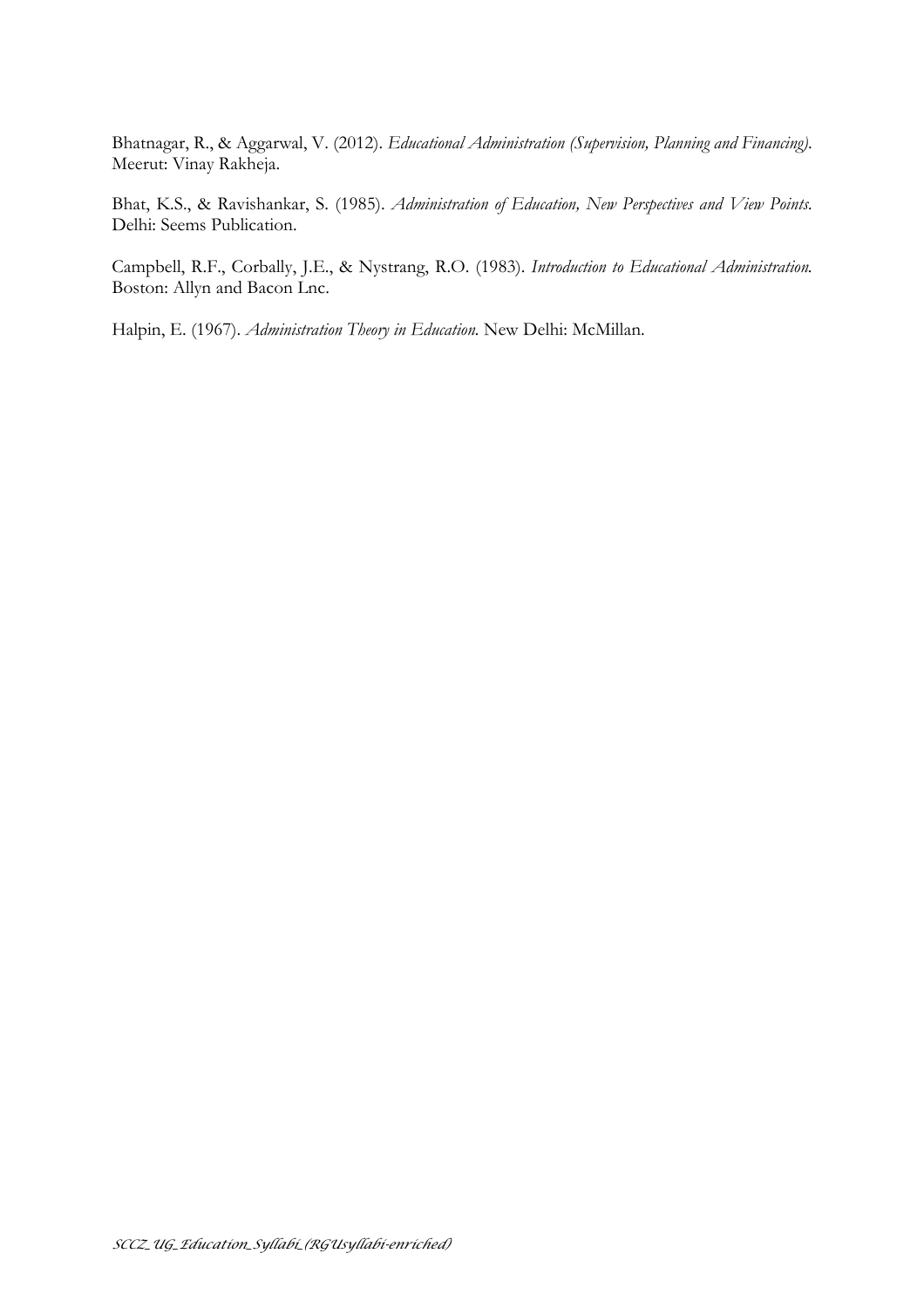Bhatnagar, R., & Aggarwal, V. (2012). *Educational Administration (Supervision, Planning and Financing).* Meerut: Vinay Rakheja.

Bhat, K.S., & Ravishankar, S. (1985). *Administration of Education, New Perspectives and View Points.* Delhi: Seems Publication.

Campbell, R.F., Corbally, J.E., & Nystrang, R.O. (1983). *Introduction to Educational Administration.* Boston: Allyn and Bacon Lnc.

Halpin, E. (1967). *Administration Theory in Education.* New Delhi: McMillan.